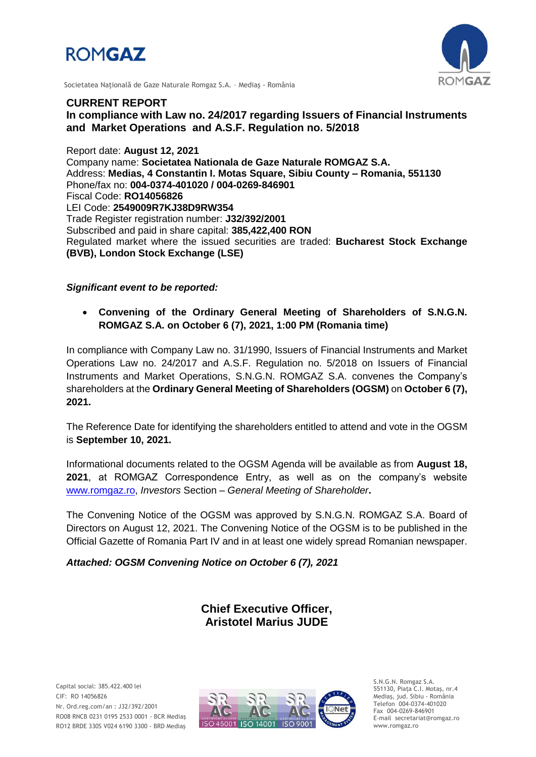ROMGAZ

Societatea Națională de Gaze Naturale Romgaz S.A. – Mediaș - România

**CURRENT REPORT**
**In compliance with Law no. 24/2017 regarding Issuers of Financial Instruments and Market Operations and A.S.F. Regulation no. 5/2018**

Report date: **August 12, 2021**
Company name: **Societatea Nationala de Gaze Naturale ROMGAZ S.A.**
Address: **Medias, 4 Constantin I. Motas Square, Sibiu County – Romania, 551130**
Phone/fax no: **004-0374-401020 / 004-0269-846901**
Fiscal Code: **RO14056826**
LEI Code: **2549009R7KJ38D9RW354**
Trade Register registration number: **J32/392/2001**
Subscribed and paid in share capital: **385,422,400 RON**
Regulated market where the issued securities are traded: **Bucharest Stock Exchange (BVB), London Stock Exchange (LSE)**

***Significant event to be reported:***

- **Convening of the Ordinary General Meeting of Shareholders of S.N.G.N. ROMGAZ S.A. on October 6 (7), 2021, 1:00 PM (Romania time)**

In compliance with Company Law no. 31/1990, Issuers of Financial Instruments and Market Operations Law no. 24/2017 and A.S.F. Regulation no. 5/2018 on Issuers of Financial Instruments and Market Operations, S.N.G.N. ROMGAZ S.A. convenes the Company's shareholders at the **Ordinary General Meeting of Shareholders (OGSM)** on **October 6 (7), 2021.**

The Reference Date for identifying the shareholders entitled to attend and vote in the OGSM is **September 10, 2021.**

Informational documents related to the OGSM Agenda will be available as from **August 18, 2021**, at ROMGAZ Correspondence Entry, as well as on the company's website www.romgaz.ro, *Investors* Section – *General Meeting of Shareholder***.**

The Convening Notice of the OGSM was approved by S.N.G.N. ROMGAZ S.A. Board of Directors on August 12, 2021. The Convening Notice of the OGSM is to be published in the Official Gazette of Romania Part IV and in at least one widely spread Romanian newspaper.

***Attached: OGSM Convening Notice on October 6 (7), 2021***

**Chief Executive Officer,**
**Aristotel Marius JUDE**

Capital social: 385.422.400 lei
CIF: RO 14056826
Nr. Ord.reg.com/an : J32/392/2001
RO08 RNCB 0231 0195 2533 0001 - BCR Mediaș
RO12 BRDE 330S V024 6190 3300 - BRD Mediaș

S.N.G.N. Romgaz S.A.
551130, Piața C.I. Motaș, nr.4
Mediaș, jud. Sibiu - România
Telefon 004-0374-401020
Fax 004-0269-846901
E-mail secretariat@romgaz.ro
www.romgaz.ro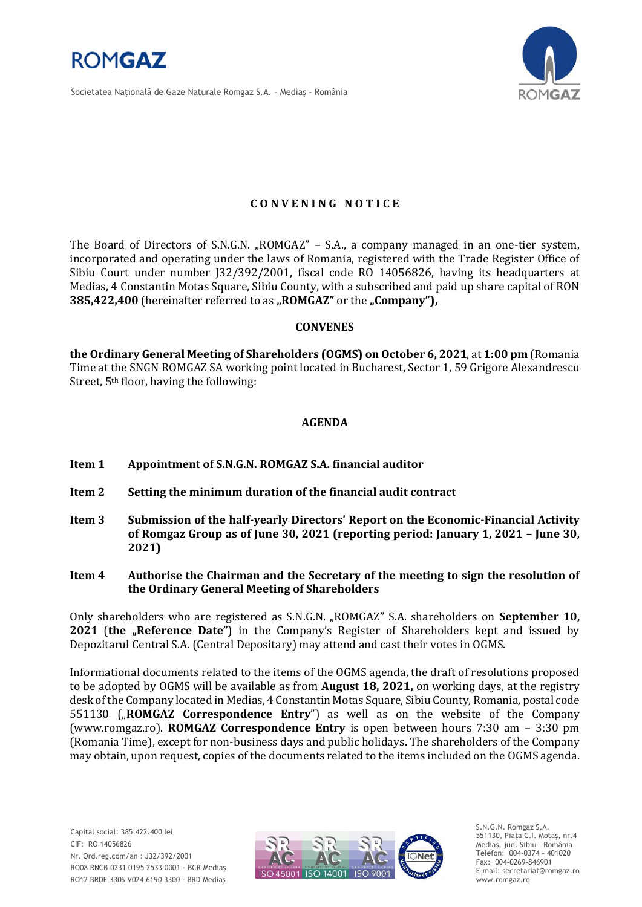## C O N V E N I N G   N O T I C E

The Board of Directors of S.N.G.N. „ROMGAZ" – S.A., a company managed in an one-tier system, incorporated and operating under the laws of Romania, registered with the Trade Register Office of Sibiu Court under number J32/392/2001, fiscal code RO 14056826, having its headquarters at Medias, 4 Constantin Motas Square, Sibiu County, with a subscribed and paid up share capital of RON **385,422,400** (hereinafter referred to as **„ROMGAZ"** or the **„Company"),**

**CONVENES**

**the Ordinary General Meeting of Shareholders (OGMS) on October 6, 2021**, at **1:00 pm** (Romania Time at the SNGN ROMGAZ SA working point located in Bucharest, Sector 1, 59 Grigore Alexandrescu Street, 5th floor, having the following:

**AGENDA**

**Item 1 Appointment of S.N.G.N. ROMGAZ S.A. financial auditor**

**Item 2 Setting the minimum duration of the financial audit contract**

**Item 3 Submission of the half-yearly Directors' Report on the Economic-Financial Activity of Romgaz Group as of June 30, 2021 (reporting period: January 1, 2021 – June 30, 2021)**

**Item 4 Authorise the Chairman and the Secretary of the meeting to sign the resolution of the Ordinary General Meeting of Shareholders**

Only shareholders who are registered as S.N.G.N. „ROMGAZ" S.A. shareholders on **September 10, 2021** (**the „Reference Date"**) in the Company's Register of Shareholders kept and issued by Depozitarul Central S.A. (Central Depositary) may attend and cast their votes in OGMS.

Informational documents related to the items of the OGMS agenda, the draft of resolutions proposed to be adopted by OGMS will be available as from **August 18, 2021,** on working days, at the registry desk of the Company located in Medias, 4 Constantin Motas Square, Sibiu County, Romania, postal code 551130 („**ROMGAZ Correspondence Entry**") as well as on the website of the Company (www.romgaz.ro). **ROMGAZ Correspondence Entry** is open between hours 7:30 am – 3:30 pm (Romania Time), except for non-business days and public holidays. The shareholders of the Company may obtain, upon request, copies of the documents related to the items included on the OGMS agenda.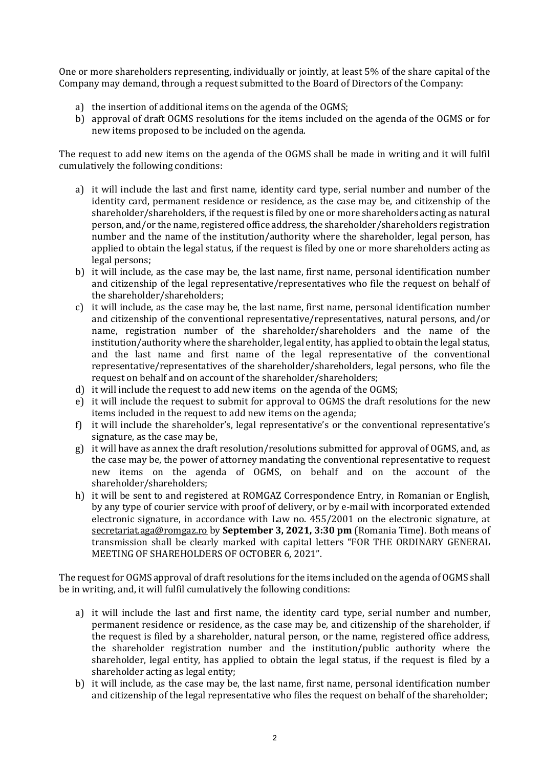One or more shareholders representing, individually or jointly, at least 5% of the share capital of the Company may demand, through a request submitted to the Board of Directors of the Company:

a) the insertion of additional items on the agenda of the OGMS;
b) approval of draft OGMS resolutions for the items included on the agenda of the OGMS or for new items proposed to be included on the agenda.

The request to add new items on the agenda of the OGMS shall be made in writing and it will fulfil cumulatively the following conditions:

a) it will include the last and first name, identity card type, serial number and number of the identity card, permanent residence or residence, as the case may be, and citizenship of the shareholder/shareholders, if the request is filed by one or more shareholders acting as natural person, and/or the name, registered office address, the shareholder/shareholders registration number and the name of the institution/authority where the shareholder, legal person, has applied to obtain the legal status, if the request is filed by one or more shareholders acting as legal persons;
b) it will include, as the case may be, the last name, first name, personal identification number and citizenship of the legal representative/representatives who file the request on behalf of the shareholder/shareholders;
c) it will include, as the case may be, the last name, first name, personal identification number and citizenship of the conventional representative/representatives, natural persons, and/or name, registration number of the shareholder/shareholders and the name of the institution/authority where the shareholder, legal entity, has applied to obtain the legal status, and the last name and first name of the legal representative of the conventional representative/representatives of the shareholder/shareholders, legal persons, who file the request on behalf and on account of the shareholder/shareholders;
d) it will include the request to add new items on the agenda of the OGMS;
e) it will include the request to submit for approval to OGMS the draft resolutions for the new items included in the request to add new items on the agenda;
f) it will include the shareholder's, legal representative's or the conventional representative's signature, as the case may be,
g) it will have as annex the draft resolution/resolutions submitted for approval of OGMS, and, as the case may be, the power of attorney mandating the conventional representative to request new items on the agenda of OGMS, on behalf and on the account of the shareholder/shareholders;
h) it will be sent to and registered at ROMGAZ Correspondence Entry, in Romanian or English, by any type of courier service with proof of delivery, or by e-mail with incorporated extended electronic signature, in accordance with Law no. 455/2001 on the electronic signature, at secretariat.aga@romgaz.ro by **September 3, 2021, 3:30 pm** (Romania Time). Both means of transmission shall be clearly marked with capital letters "FOR THE ORDINARY GENERAL MEETING OF SHAREHOLDERS OF OCTOBER 6, 2021".

The request for OGMS approval of draft resolutions for the items included on the agenda of OGMS shall be in writing, and, it will fulfil cumulatively the following conditions:

a) it will include the last and first name, the identity card type, serial number and number, permanent residence or residence, as the case may be, and citizenship of the shareholder, if the request is filed by a shareholder, natural person, or the name, registered office address, the shareholder registration number and the institution/public authority where the shareholder, legal entity, has applied to obtain the legal status, if the request is filed by a shareholder acting as legal entity;
b) it will include, as the case may be, the last name, first name, personal identification number and citizenship of the legal representative who files the request on behalf of the shareholder;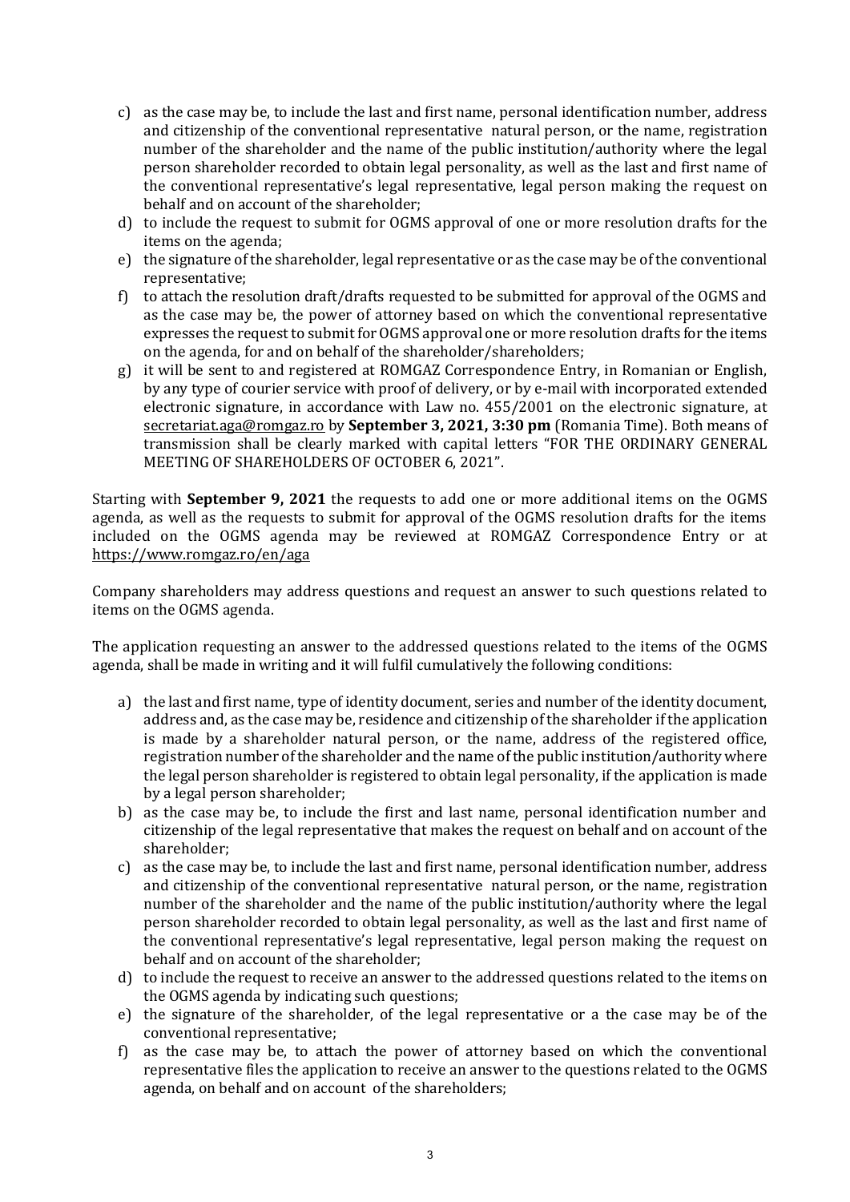c) as the case may be, to include the last and first name, personal identification number, address and citizenship of the conventional representative natural person, or the name, registration number of the shareholder and the name of the public institution/authority where the legal person shareholder recorded to obtain legal personality, as well as the last and first name of the conventional representative's legal representative, legal person making the request on behalf and on account of the shareholder;

d) to include the request to submit for OGMS approval of one or more resolution drafts for the items on the agenda;

e) the signature of the shareholder, legal representative or as the case may be of the conventional representative;

f) to attach the resolution draft/drafts requested to be submitted for approval of the OGMS and as the case may be, the power of attorney based on which the conventional representative expresses the request to submit for OGMS approval one or more resolution drafts for the items on the agenda, for and on behalf of the shareholder/shareholders;

g) it will be sent to and registered at ROMGAZ Correspondence Entry, in Romanian or English, by any type of courier service with proof of delivery, or by e-mail with incorporated extended electronic signature, in accordance with Law no. 455/2001 on the electronic signature, at secretariat.aga@romgaz.ro by **September 3, 2021, 3:30 pm** (Romania Time). Both means of transmission shall be clearly marked with capital letters "FOR THE ORDINARY GENERAL MEETING OF SHAREHOLDERS OF OCTOBER 6, 2021".

Starting with **September 9, 2021** the requests to add one or more additional items on the OGMS agenda, as well as the requests to submit for approval of the OGMS resolution drafts for the items included on the OGMS agenda may be reviewed at ROMGAZ Correspondence Entry or at https://www.romgaz.ro/en/aga

Company shareholders may address questions and request an answer to such questions related to items on the OGMS agenda.

The application requesting an answer to the addressed questions related to the items of the OGMS agenda, shall be made in writing and it will fulfil cumulatively the following conditions:

a) the last and first name, type of identity document, series and number of the identity document, address and, as the case may be, residence and citizenship of the shareholder if the application is made by a shareholder natural person, or the name, address of the registered office, registration number of the shareholder and the name of the public institution/authority where the legal person shareholder is registered to obtain legal personality, if the application is made by a legal person shareholder;

b) as the case may be, to include the first and last name, personal identification number and citizenship of the legal representative that makes the request on behalf and on account of the shareholder;

c) as the case may be, to include the last and first name, personal identification number, address and citizenship of the conventional representative natural person, or the name, registration number of the shareholder and the name of the public institution/authority where the legal person shareholder recorded to obtain legal personality, as well as the last and first name of the conventional representative's legal representative, legal person making the request on behalf and on account of the shareholder;

d) to include the request to receive an answer to the addressed questions related to the items on the OGMS agenda by indicating such questions;

e) the signature of the shareholder, of the legal representative or a the case may be of the conventional representative;

f) as the case may be, to attach the power of attorney based on which the conventional representative files the application to receive an answer to the questions related to the OGMS agenda, on behalf and on account of the shareholders;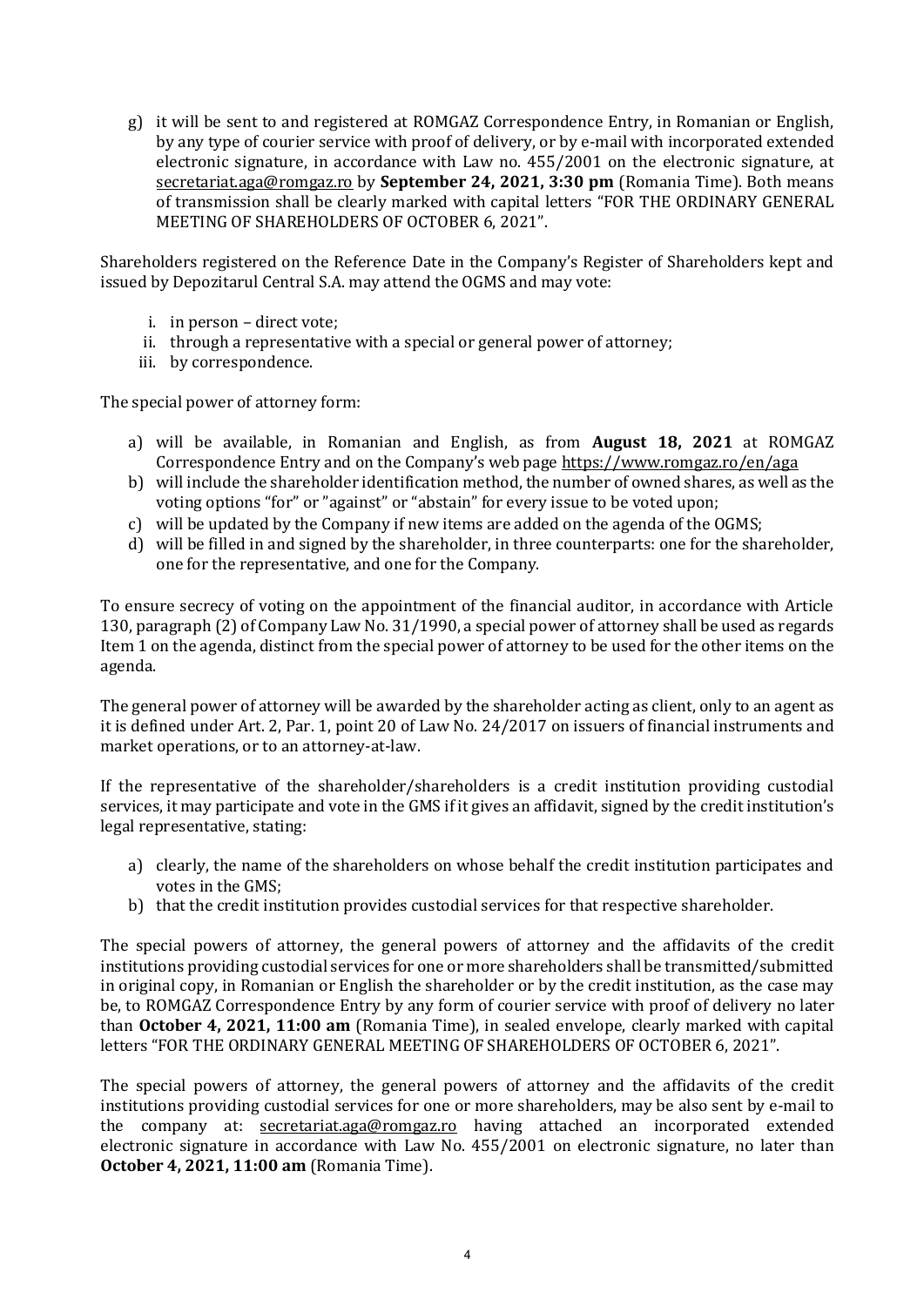g) it will be sent to and registered at ROMGAZ Correspondence Entry, in Romanian or English, by any type of courier service with proof of delivery, or by e-mail with incorporated extended electronic signature, in accordance with Law no. 455/2001 on the electronic signature, at secretariat.aga@romgaz.ro by **September 24, 2021, 3:30 pm** (Romania Time). Both means of transmission shall be clearly marked with capital letters "FOR THE ORDINARY GENERAL MEETING OF SHAREHOLDERS OF OCTOBER 6, 2021".

Shareholders registered on the Reference Date in the Company's Register of Shareholders kept and issued by Depozitarul Central S.A. may attend the OGMS and may vote:

i. in person – direct vote;
ii. through a representative with a special or general power of attorney;
iii. by correspondence.

The special power of attorney form:

a) will be available, in Romanian and English, as from **August 18, 2021** at ROMGAZ Correspondence Entry and on the Company's web page https://www.romgaz.ro/en/aga
b) will include the shareholder identification method, the number of owned shares, as well as the voting options "for" or "against" or "abstain" for every issue to be voted upon;
c) will be updated by the Company if new items are added on the agenda of the OGMS;
d) will be filled in and signed by the shareholder, in three counterparts: one for the shareholder, one for the representative, and one for the Company.

To ensure secrecy of voting on the appointment of the financial auditor, in accordance with Article 130, paragraph (2) of Company Law No. 31/1990, a special power of attorney shall be used as regards Item 1 on the agenda, distinct from the special power of attorney to be used for the other items on the agenda.

The general power of attorney will be awarded by the shareholder acting as client, only to an agent as it is defined under Art. 2, Par. 1, point 20 of Law No. 24/2017 on issuers of financial instruments and market operations, or to an attorney-at-law.

If the representative of the shareholder/shareholders is a credit institution providing custodial services, it may participate and vote in the GMS if it gives an affidavit, signed by the credit institution's legal representative, stating:

a) clearly, the name of the shareholders on whose behalf the credit institution participates and votes in the GMS;
b) that the credit institution provides custodial services for that respective shareholder.

The special powers of attorney, the general powers of attorney and the affidavits of the credit institutions providing custodial services for one or more shareholders shall be transmitted/submitted in original copy, in Romanian or English the shareholder or by the credit institution, as the case may be, to ROMGAZ Correspondence Entry by any form of courier service with proof of delivery no later than **October 4, 2021, 11:00 am** (Romania Time), in sealed envelope, clearly marked with capital letters "FOR THE ORDINARY GENERAL MEETING OF SHAREHOLDERS OF OCTOBER 6, 2021".

The special powers of attorney, the general powers of attorney and the affidavits of the credit institutions providing custodial services for one or more shareholders, may be also sent by e-mail to the company at: secretariat.aga@romgaz.ro having attached an incorporated extended electronic signature in accordance with Law No. 455/2001 on electronic signature, no later than **October 4, 2021, 11:00 am** (Romania Time).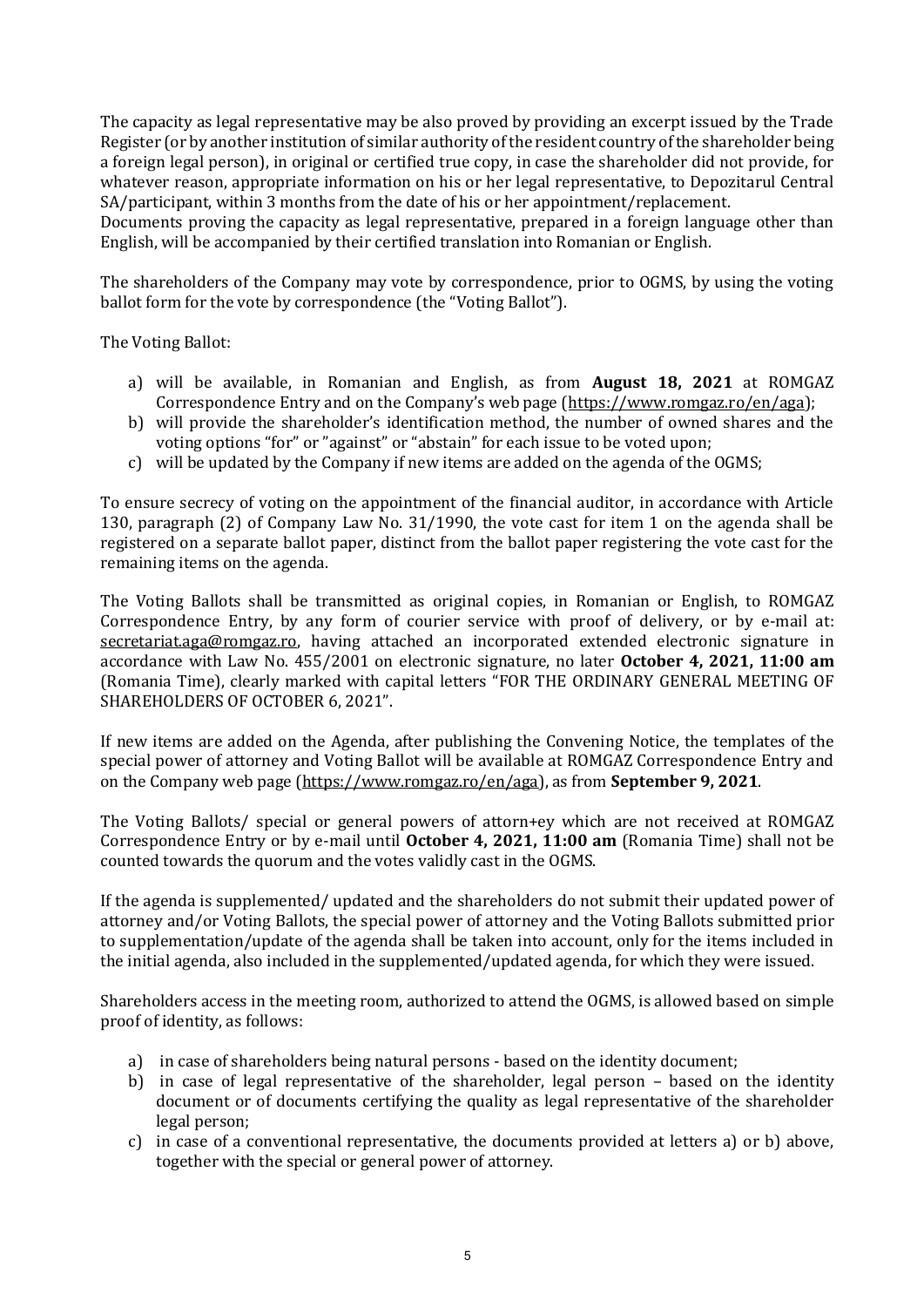The capacity as legal representative may be also proved by providing an excerpt issued by the Trade Register (or by another institution of similar authority of the resident country of the shareholder being a foreign legal person), in original or certified true copy, in case the shareholder did not provide, for whatever reason, appropriate information on his or her legal representative, to Depozitarul Central SA/participant, within 3 months from the date of his or her appointment/replacement.
Documents proving the capacity as legal representative, prepared in a foreign language other than English, will be accompanied by their certified translation into Romanian or English.

The shareholders of the Company may vote by correspondence, prior to OGMS, by using the voting ballot form for the vote by correspondence (the "Voting Ballot").

The Voting Ballot:

a) will be available, in Romanian and English, as from **August 18, 2021** at ROMGAZ Correspondence Entry and on the Company's web page (https://www.romgaz.ro/en/aga);
b) will provide the shareholder's identification method, the number of owned shares and the voting options "for" or "against" or "abstain" for each issue to be voted upon;
c) will be updated by the Company if new items are added on the agenda of the OGMS;

To ensure secrecy of voting on the appointment of the financial auditor, in accordance with Article 130, paragraph (2) of Company Law No. 31/1990, the vote cast for item 1 on the agenda shall be registered on a separate ballot paper, distinct from the ballot paper registering the vote cast for the remaining items on the agenda.

The Voting Ballots shall be transmitted as original copies, in Romanian or English, to ROMGAZ Correspondence Entry, by any form of courier service with proof of delivery, or by e-mail at: secretariat.aga@romgaz.ro, having attached an incorporated extended electronic signature in accordance with Law No. 455/2001 on electronic signature, no later **October 4, 2021, 11:00 am** (Romania Time), clearly marked with capital letters "FOR THE ORDINARY GENERAL MEETING OF SHAREHOLDERS OF OCTOBER 6, 2021".

If new items are added on the Agenda, after publishing the Convening Notice, the templates of the special power of attorney and Voting Ballot will be available at ROMGAZ Correspondence Entry and on the Company web page (https://www.romgaz.ro/en/aga), as from **September 9, 2021**.

The Voting Ballots/ special or general powers of attorn+ey which are not received at ROMGAZ Correspondence Entry or by e-mail until **October 4, 2021, 11:00 am** (Romania Time) shall not be counted towards the quorum and the votes validly cast in the OGMS.

If the agenda is supplemented/ updated and the shareholders do not submit their updated power of attorney and/or Voting Ballots, the special power of attorney and the Voting Ballots submitted prior to supplementation/update of the agenda shall be taken into account, only for the items included in the initial agenda, also included in the supplemented/updated agenda, for which they were issued.

Shareholders access in the meeting room, authorized to attend the OGMS, is allowed based on simple proof of identity, as follows:

a) in case of shareholders being natural persons - based on the identity document;
b) in case of legal representative of the shareholder, legal person – based on the identity document or of documents certifying the quality as legal representative of the shareholder legal person;
c) in case of a conventional representative, the documents provided at letters a) or b) above, together with the special or general power of attorney.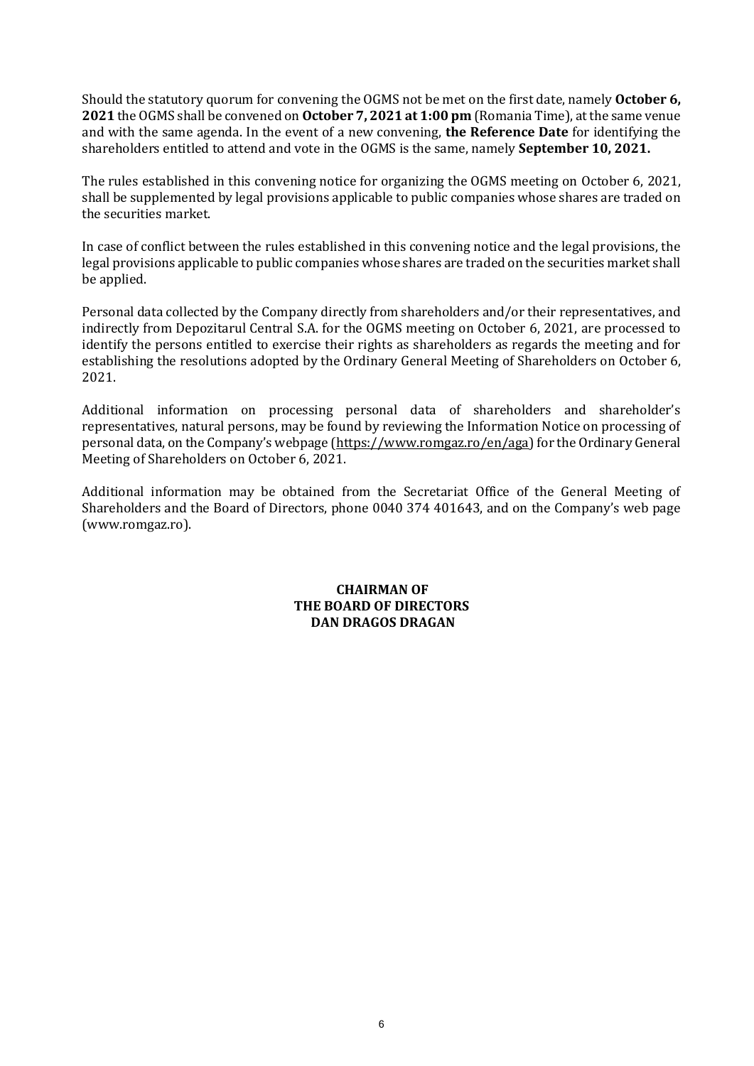Should the statutory quorum for convening the OGMS not be met on the first date, namely **October 6, 2021** the OGMS shall be convened on **October 7, 2021 at 1:00 pm** (Romania Time), at the same venue and with the same agenda. In the event of a new convening, **the Reference Date** for identifying the shareholders entitled to attend and vote in the OGMS is the same, namely **September 10, 2021.**

The rules established in this convening notice for organizing the OGMS meeting on October 6, 2021, shall be supplemented by legal provisions applicable to public companies whose shares are traded on the securities market.

In case of conflict between the rules established in this convening notice and the legal provisions, the legal provisions applicable to public companies whose shares are traded on the securities market shall be applied.

Personal data collected by the Company directly from shareholders and/or their representatives, and indirectly from Depozitarul Central S.A. for the OGMS meeting on October 6, 2021, are processed to identify the persons entitled to exercise their rights as shareholders as regards the meeting and for establishing the resolutions adopted by the Ordinary General Meeting of Shareholders on October 6, 2021.

Additional information on processing personal data of shareholders and shareholder's representatives, natural persons, may be found by reviewing the Information Notice on processing of personal data, on the Company's webpage (https://www.romgaz.ro/en/aga) for the Ordinary General Meeting of Shareholders on October 6, 2021.

Additional information may be obtained from the Secretariat Office of the General Meeting of Shareholders and the Board of Directors, phone 0040 374 401643, and on the Company's web page (www.romgaz.ro).

**CHAIRMAN OF**
**THE BOARD OF DIRECTORS**
**DAN DRAGOS DRAGAN**